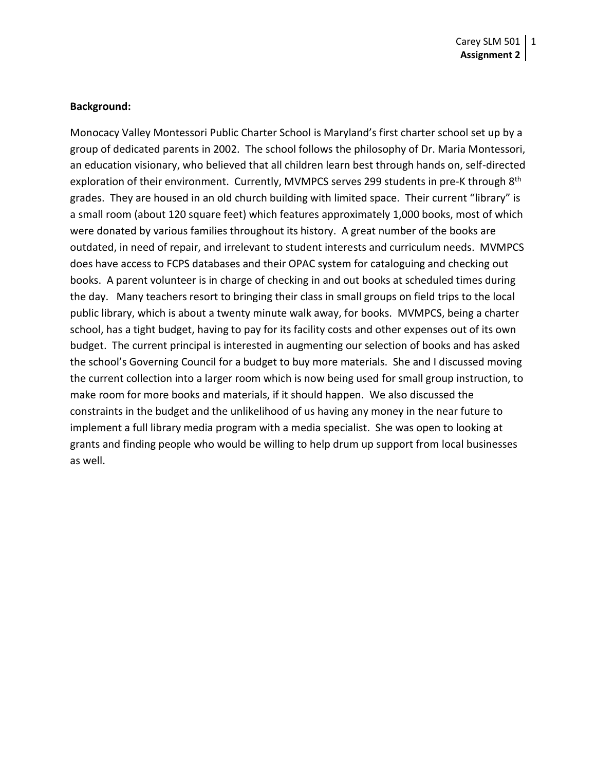**Background:**

Monocacy Valley Montessori Public Charter School is Maryland's first charter school set up by a group of dedicated parents in 2002. The school follows the philosophy of Dr. Maria Montessori, an education visionary, who believed that all children learn best through hands on, self-directed exploration of their environment. Currently, MVMPCS serves 299 students in pre-K through 8th grades. They are housed in an old church building with limited space. Their current "library" is a small room (about 120 square feet) which features approximately 1,000 books, most of which were donated by various families throughout its history. A great number of the books are outdated, in need of repair, and irrelevant to student interests and curriculum needs. MVMPCS does have access to FCPS databases and their OPAC system for cataloguing and checking out books. A parent volunteer is in charge of checking in and out books at scheduled times during the day. Many teachers resort to bringing their class in small groups on field trips to the local public library, which is about a twenty minute walk away, for books. MVMPCS, being a charter school, has a tight budget, having to pay for its facility costs and other expenses out of its own budget. The current principal is interested in augmenting our selection of books and has asked the school's Governing Council for a budget to buy more materials. She and I discussed moving the current collection into a larger room which is now being used for small group instruction, to make room for more books and materials, if it should happen. We also discussed the constraints in the budget and the unlikelihood of us having any money in the near future to implement a full library media program with a media specialist. She was open to looking at grants and finding people who would be willing to help drum up support from local businesses as well.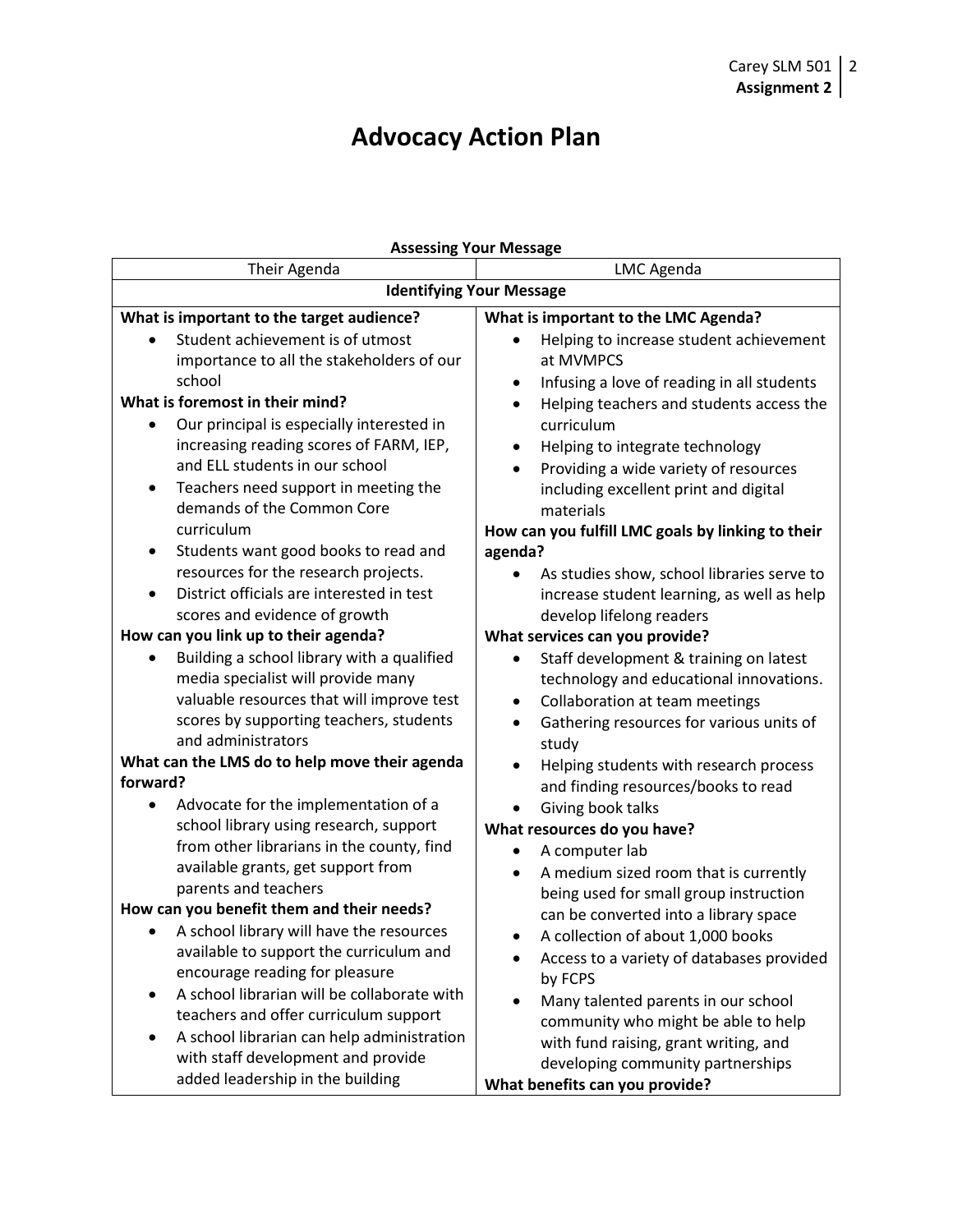# Advocacy Action Plan

**Assessing Your Message**

| Their Agenda | LMC Agenda |
|---|---|
| **Identifying Your Message** | |
| **What is important to the target audience?**<br>• Student achievement is of utmost importance to all the stakeholders of our school<br>**What is foremost in their mind?**<br>• Our principal is especially interested in increasing reading scores of FARM, IEP, and ELL students in our school<br>• Teachers need support in meeting the demands of the Common Core curriculum<br>• Students want good books to read and resources for the research projects.<br>• District officials are interested in test scores and evidence of growth<br>**How can you link up to their agenda?**<br>• Building a school library with a qualified media specialist will provide many valuable resources that will improve test scores by supporting teachers, students and administrators<br>**What can the LMS do to help move their agenda forward?**<br>• Advocate for the implementation of a school library using research, support from other librarians in the county, find available grants, get support from parents and teachers<br>**How can you benefit them and their needs?**<br>• A school library will have the resources available to support the curriculum and encourage reading for pleasure<br>• A school librarian will be collaborate with teachers and offer curriculum support<br>• A school librarian can help administration with staff development and provide added leadership in the building | **What is important to the LMC Agenda?**<br>• Helping to increase student achievement at MVMPCS<br>• Infusing a love of reading in all students<br>• Helping teachers and students access the curriculum<br>• Helping to integrate technology<br>• Providing a wide variety of resources including excellent print and digital materials<br>**How can you fulfill LMC goals by linking to their agenda?**<br>• As studies show, school libraries serve to increase student learning, as well as help develop lifelong readers<br>**What services can you provide?**<br>• Staff development & training on latest technology and educational innovations.<br>• Collaboration at team meetings<br>• Gathering resources for various units of study<br>• Helping students with research process and finding resources/books to read<br>• Giving book talks<br>**What resources do you have?**<br>• A computer lab<br>• A medium sized room that is currently being used for small group instruction can be converted into a library space<br>• A collection of about 1,000 books<br>• Access to a variety of databases provided by FCPS<br>• Many talented parents in our school community who might be able to help with fund raising, grant writing, and developing community partnerships<br>**What benefits can you provide?** |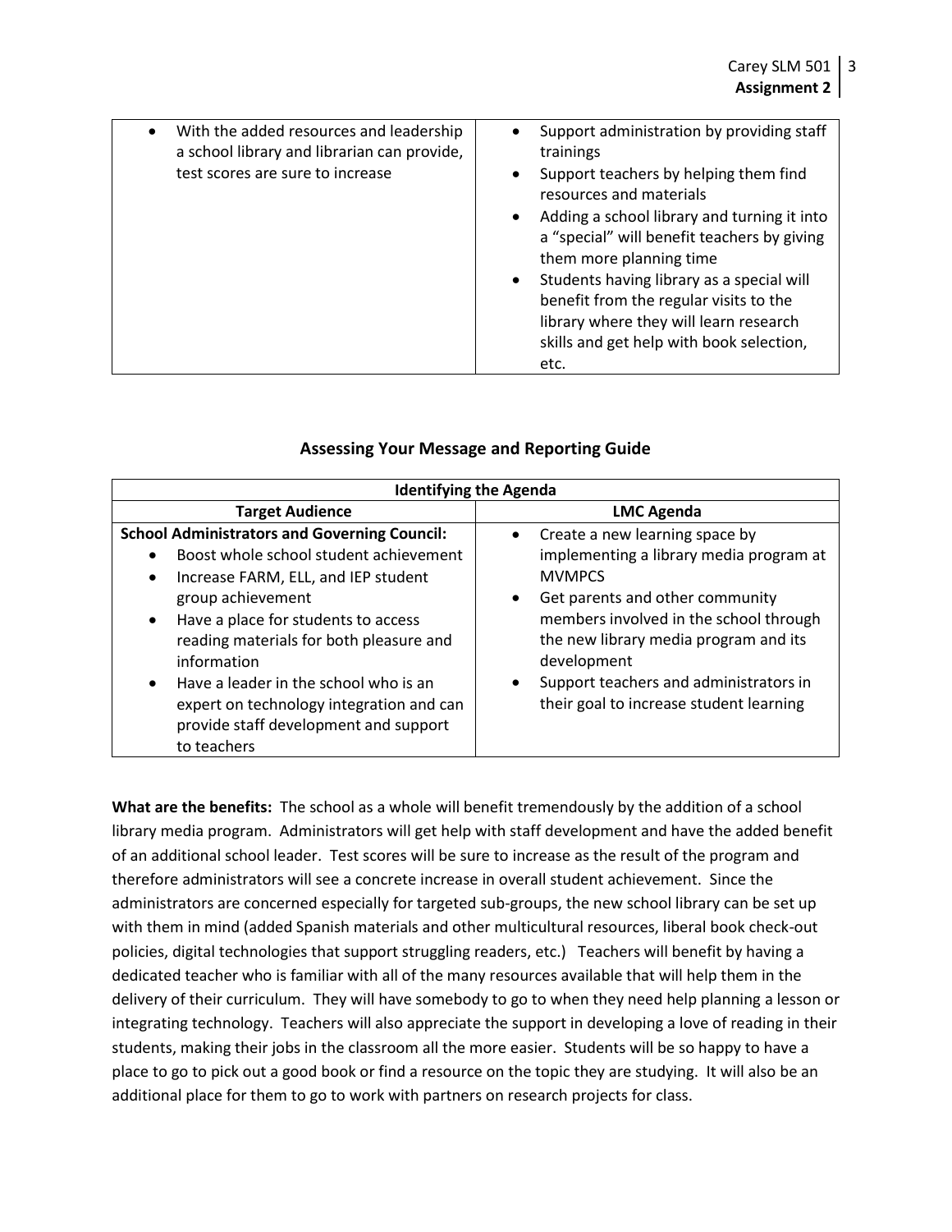| | |
|---|---|
| • With the added resources and leadership a school library and librarian can provide, test scores are sure to increase | • Support administration by providing staff trainings<br>• Support teachers by helping them find resources and materials<br>• Adding a school library and turning it into a "special" will benefit teachers by giving them more planning time<br>• Students having library as a special will benefit from the regular visits to the library where they will learn research skills and get help with book selection, etc. |

## Assessing Your Message and Reporting Guide

| **Identifying the Agenda** | |
|---|---|
| **Target Audience** | **LMC Agenda** |
| **School Administrators and Governing Council:**<br>• Boost whole school student achievement<br>• Increase FARM, ELL, and IEP student group achievement<br>• Have a place for students to access reading materials for both pleasure and information<br>• Have a leader in the school who is an expert on technology integration and can provide staff development and support to teachers | • Create a new learning space by implementing a library media program at MVMPCS<br>• Get parents and other community members involved in the school through the new library media program and its development<br>• Support teachers and administrators in their goal to increase student learning |

**What are the benefits:** The school as a whole will benefit tremendously by the addition of a school library media program. Administrators will get help with staff development and have the added benefit of an additional school leader. Test scores will be sure to increase as the result of the program and therefore administrators will see a concrete increase in overall student achievement. Since the administrators are concerned especially for targeted sub-groups, the new school library can be set up with them in mind (added Spanish materials and other multicultural resources, liberal book check-out policies, digital technologies that support struggling readers, etc.) Teachers will benefit by having a dedicated teacher who is familiar with all of the many resources available that will help them in the delivery of their curriculum. They will have somebody to go to when they need help planning a lesson or integrating technology. Teachers will also appreciate the support in developing a love of reading in their students, making their jobs in the classroom all the more easier. Students will be so happy to have a place to go to pick out a good book or find a resource on the topic they are studying. It will also be an additional place for them to go to work with partners on research projects for class.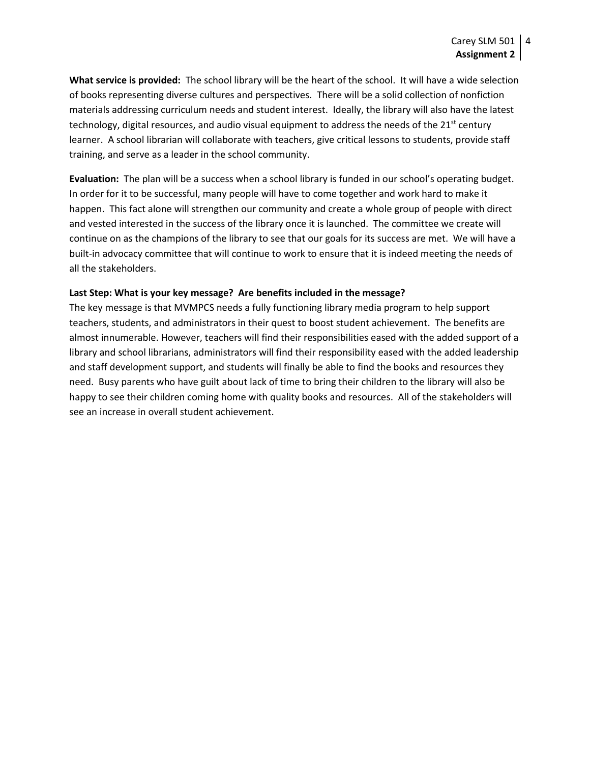**What service is provided:** The school library will be the heart of the school. It will have a wide selection of books representing diverse cultures and perspectives. There will be a solid collection of nonfiction materials addressing curriculum needs and student interest. Ideally, the library will also have the latest technology, digital resources, and audio visual equipment to address the needs of the 21st century learner. A school librarian will collaborate with teachers, give critical lessons to students, provide staff training, and serve as a leader in the school community.

**Evaluation:** The plan will be a success when a school library is funded in our school's operating budget. In order for it to be successful, many people will have to come together and work hard to make it happen. This fact alone will strengthen our community and create a whole group of people with direct and vested interested in the success of the library once it is launched. The committee we create will continue on as the champions of the library to see that our goals for its success are met. We will have a built-in advocacy committee that will continue to work to ensure that it is indeed meeting the needs of all the stakeholders.

**Last Step: What is your key message? Are benefits included in the message?**

The key message is that MVMPCS needs a fully functioning library media program to help support teachers, students, and administrators in their quest to boost student achievement. The benefits are almost innumerable. However, teachers will find their responsibilities eased with the added support of a library and school librarians, administrators will find their responsibility eased with the added leadership and staff development support, and students will finally be able to find the books and resources they need. Busy parents who have guilt about lack of time to bring their children to the library will also be happy to see their children coming home with quality books and resources. All of the stakeholders will see an increase in overall student achievement.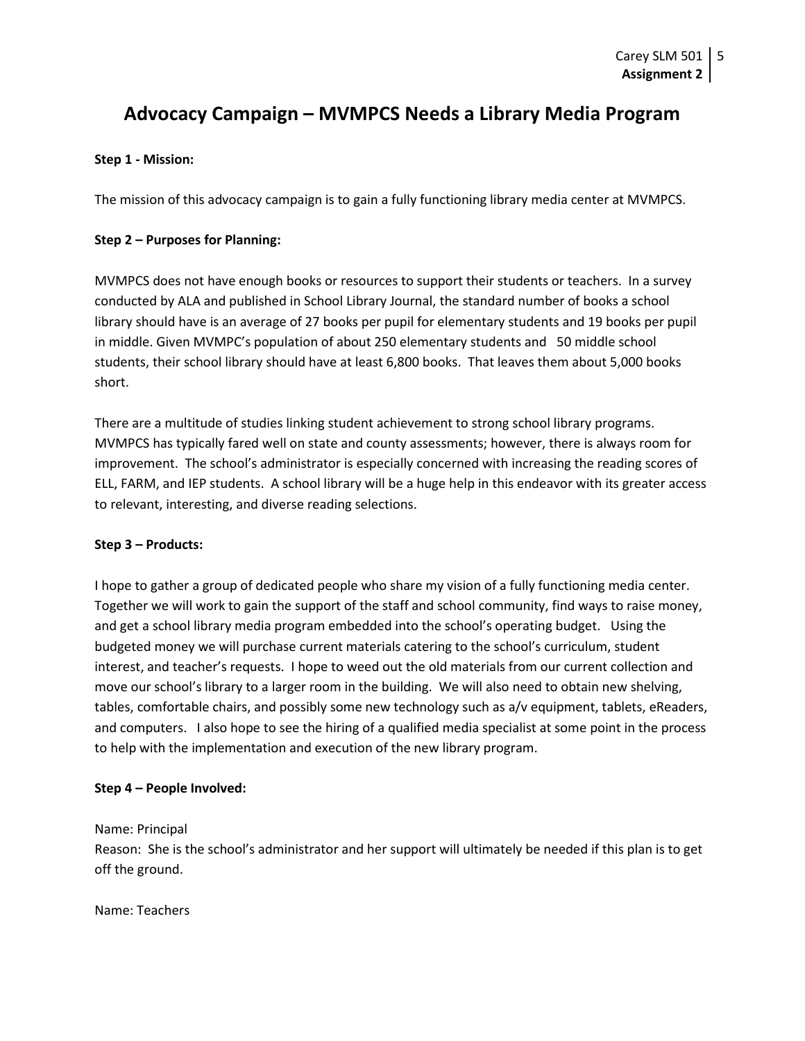# Advocacy Campaign – MVMPCS Needs a Library Media Program

**Step 1 - Mission:**

The mission of this advocacy campaign is to gain a fully functioning library media center at MVMPCS.

**Step 2 – Purposes for Planning:**

MVMPCS does not have enough books or resources to support their students or teachers. In a survey conducted by ALA and published in School Library Journal, the standard number of books a school library should have is an average of 27 books per pupil for elementary students and 19 books per pupil in middle. Given MVMPC's population of about 250 elementary students and 50 middle school students, their school library should have at least 6,800 books. That leaves them about 5,000 books short.

There are a multitude of studies linking student achievement to strong school library programs. MVMPCS has typically fared well on state and county assessments; however, there is always room for improvement. The school's administrator is especially concerned with increasing the reading scores of ELL, FARM, and IEP students. A school library will be a huge help in this endeavor with its greater access to relevant, interesting, and diverse reading selections.

**Step 3 – Products:**

I hope to gather a group of dedicated people who share my vision of a fully functioning media center. Together we will work to gain the support of the staff and school community, find ways to raise money, and get a school library media program embedded into the school's operating budget. Using the budgeted money we will purchase current materials catering to the school's curriculum, student interest, and teacher's requests. I hope to weed out the old materials from our current collection and move our school's library to a larger room in the building. We will also need to obtain new shelving, tables, comfortable chairs, and possibly some new technology such as a/v equipment, tablets, eReaders, and computers. I also hope to see the hiring of a qualified media specialist at some point in the process to help with the implementation and execution of the new library program.

**Step 4 – People Involved:**

Name: Principal
Reason: She is the school's administrator and her support will ultimately be needed if this plan is to get off the ground.

Name: Teachers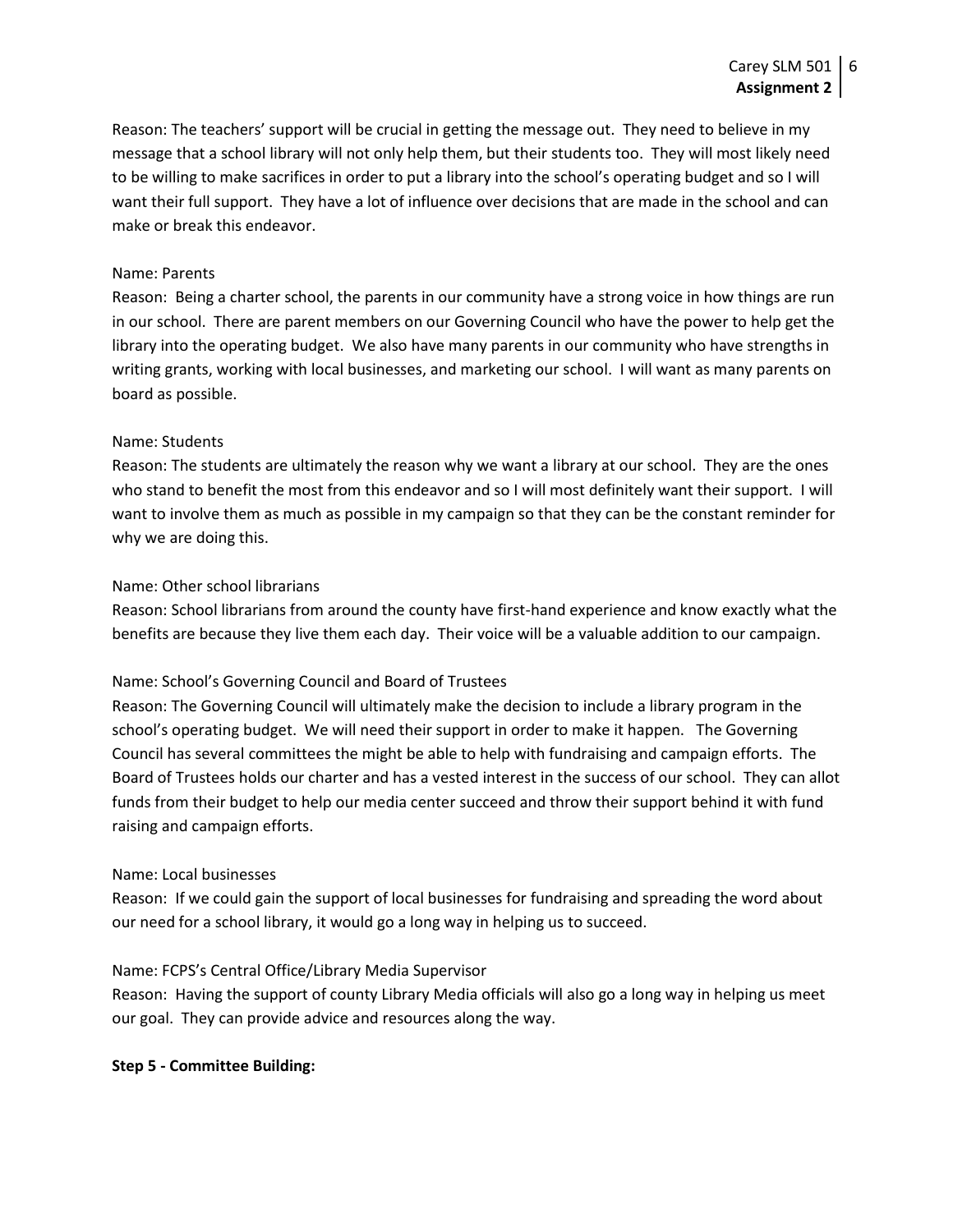Reason: The teachers' support will be crucial in getting the message out. They need to believe in my message that a school library will not only help them, but their students too. They will most likely need to be willing to make sacrifices in order to put a library into the school's operating budget and so I will want their full support. They have a lot of influence over decisions that are made in the school and can make or break this endeavor.

Name: Parents
Reason: Being a charter school, the parents in our community have a strong voice in how things are run in our school. There are parent members on our Governing Council who have the power to help get the library into the operating budget. We also have many parents in our community who have strengths in writing grants, working with local businesses, and marketing our school. I will want as many parents on board as possible.

Name: Students
Reason: The students are ultimately the reason why we want a library at our school. They are the ones who stand to benefit the most from this endeavor and so I will most definitely want their support. I will want to involve them as much as possible in my campaign so that they can be the constant reminder for why we are doing this.

Name: Other school librarians
Reason: School librarians from around the county have first-hand experience and know exactly what the benefits are because they live them each day. Their voice will be a valuable addition to our campaign.

Name: School's Governing Council and Board of Trustees
Reason: The Governing Council will ultimately make the decision to include a library program in the school's operating budget. We will need their support in order to make it happen. The Governing Council has several committees the might be able to help with fundraising and campaign efforts. The Board of Trustees holds our charter and has a vested interest in the success of our school. They can allot funds from their budget to help our media center succeed and throw their support behind it with fund raising and campaign efforts.

Name: Local businesses
Reason: If we could gain the support of local businesses for fundraising and spreading the word about our need for a school library, it would go a long way in helping us to succeed.

Name: FCPS's Central Office/Library Media Supervisor
Reason: Having the support of county Library Media officials will also go a long way in helping us meet our goal. They can provide advice and resources along the way.

**Step 5 - Committee Building:**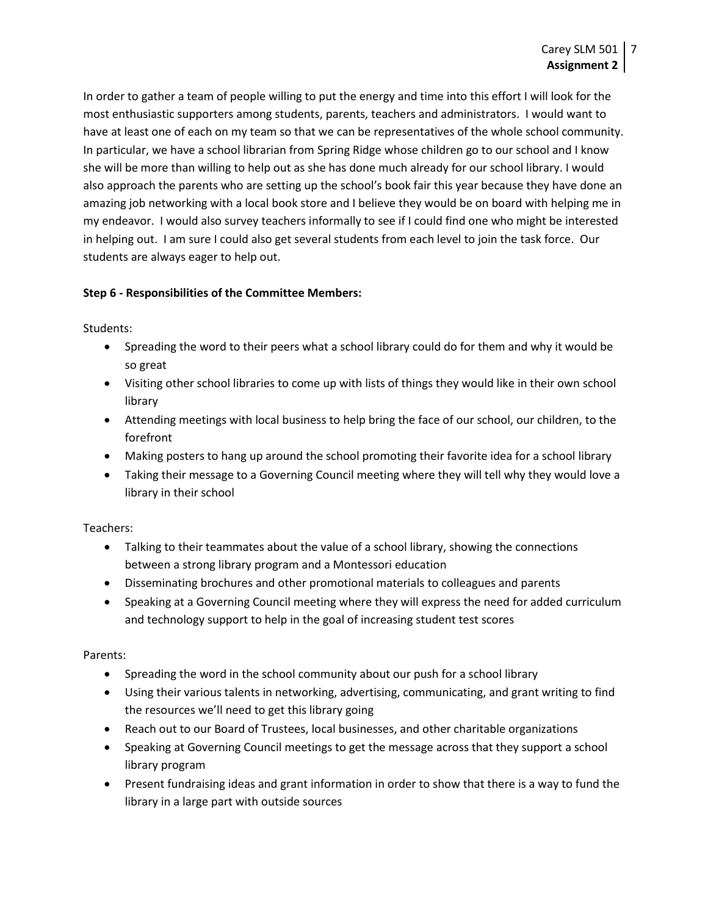In order to gather a team of people willing to put the energy and time into this effort I will look for the most enthusiastic supporters among students, parents, teachers and administrators. I would want to have at least one of each on my team so that we can be representatives of the whole school community. In particular, we have a school librarian from Spring Ridge whose children go to our school and I know she will be more than willing to help out as she has done much already for our school library. I would also approach the parents who are setting up the school's book fair this year because they have done an amazing job networking with a local book store and I believe they would be on board with helping me in my endeavor. I would also survey teachers informally to see if I could find one who might be interested in helping out. I am sure I could also get several students from each level to join the task force. Our students are always eager to help out.

**Step 6 - Responsibilities of the Committee Members:**

Students:

- Spreading the word to their peers what a school library could do for them and why it would be so great
- Visiting other school libraries to come up with lists of things they would like in their own school library
- Attending meetings with local business to help bring the face of our school, our children, to the forefront
- Making posters to hang up around the school promoting their favorite idea for a school library
- Taking their message to a Governing Council meeting where they will tell why they would love a library in their school

Teachers:

- Talking to their teammates about the value of a school library, showing the connections between a strong library program and a Montessori education
- Disseminating brochures and other promotional materials to colleagues and parents
- Speaking at a Governing Council meeting where they will express the need for added curriculum and technology support to help in the goal of increasing student test scores

Parents:

- Spreading the word in the school community about our push for a school library
- Using their various talents in networking, advertising, communicating, and grant writing to find the resources we'll need to get this library going
- Reach out to our Board of Trustees, local businesses, and other charitable organizations
- Speaking at Governing Council meetings to get the message across that they support a school library program
- Present fundraising ideas and grant information in order to show that there is a way to fund the library in a large part with outside sources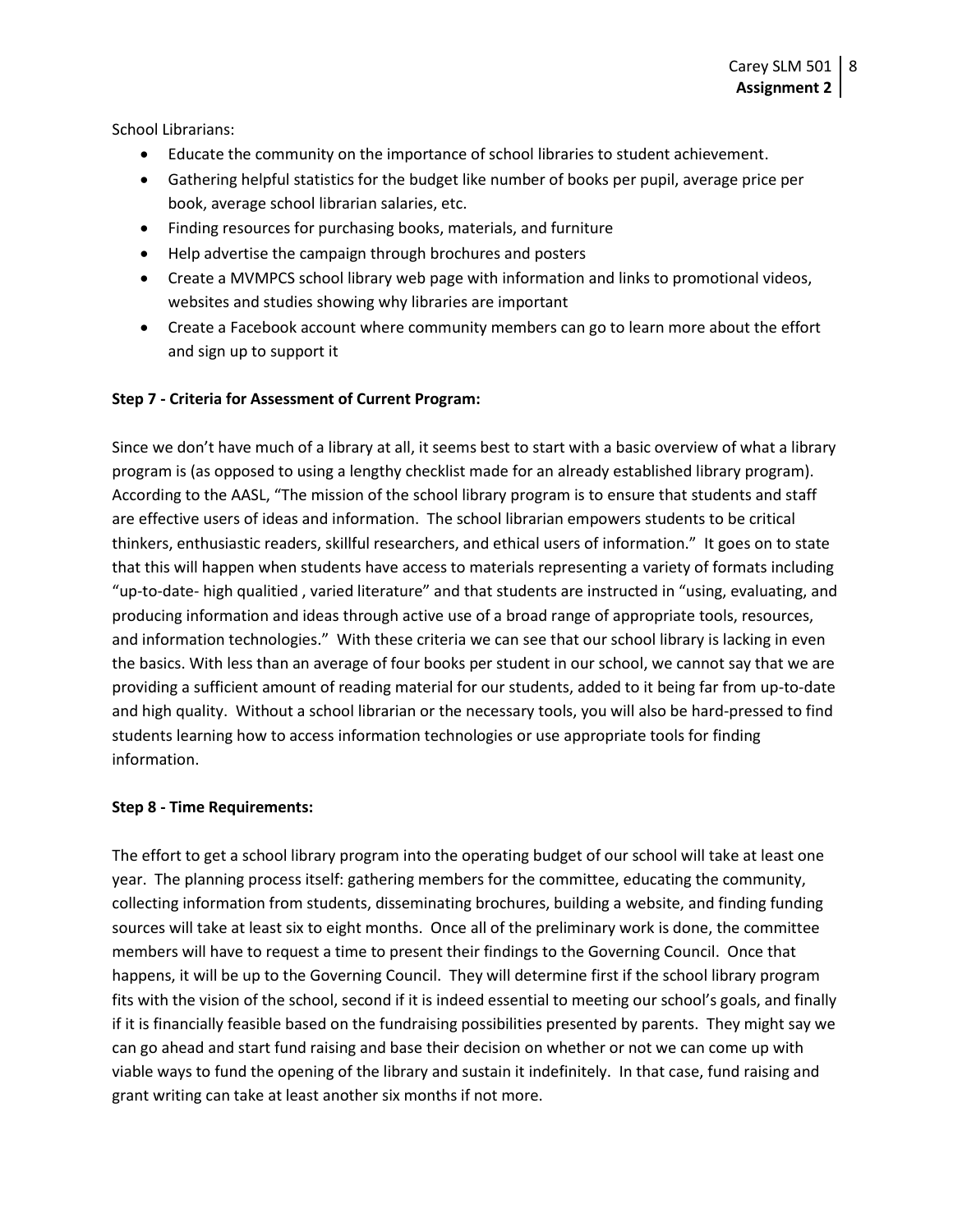School Librarians:

- Educate the community on the importance of school libraries to student achievement.
- Gathering helpful statistics for the budget like number of books per pupil, average price per book, average school librarian salaries, etc.
- Finding resources for purchasing books, materials, and furniture
- Help advertise the campaign through brochures and posters
- Create a MVMPCS school library web page with information and links to promotional videos, websites and studies showing why libraries are important
- Create a Facebook account where community members can go to learn more about the effort and sign up to support it

**Step 7 - Criteria for Assessment of Current Program:**

Since we don't have much of a library at all, it seems best to start with a basic overview of what a library program is (as opposed to using a lengthy checklist made for an already established library program). According to the AASL, "The mission of the school library program is to ensure that students and staff are effective users of ideas and information. The school librarian empowers students to be critical thinkers, enthusiastic readers, skillful researchers, and ethical users of information." It goes on to state that this will happen when students have access to materials representing a variety of formats including "up-to-date- high qualitied , varied literature" and that students are instructed in "using, evaluating, and producing information and ideas through active use of a broad range of appropriate tools, resources, and information technologies." With these criteria we can see that our school library is lacking in even the basics. With less than an average of four books per student in our school, we cannot say that we are providing a sufficient amount of reading material for our students, added to it being far from up-to-date and high quality. Without a school librarian or the necessary tools, you will also be hard-pressed to find students learning how to access information technologies or use appropriate tools for finding information.

**Step 8 - Time Requirements:**

The effort to get a school library program into the operating budget of our school will take at least one year. The planning process itself: gathering members for the committee, educating the community, collecting information from students, disseminating brochures, building a website, and finding funding sources will take at least six to eight months. Once all of the preliminary work is done, the committee members will have to request a time to present their findings to the Governing Council. Once that happens, it will be up to the Governing Council. They will determine first if the school library program fits with the vision of the school, second if it is indeed essential to meeting our school's goals, and finally if it is financially feasible based on the fundraising possibilities presented by parents. They might say we can go ahead and start fund raising and base their decision on whether or not we can come up with viable ways to fund the opening of the library and sustain it indefinitely. In that case, fund raising and grant writing can take at least another six months if not more.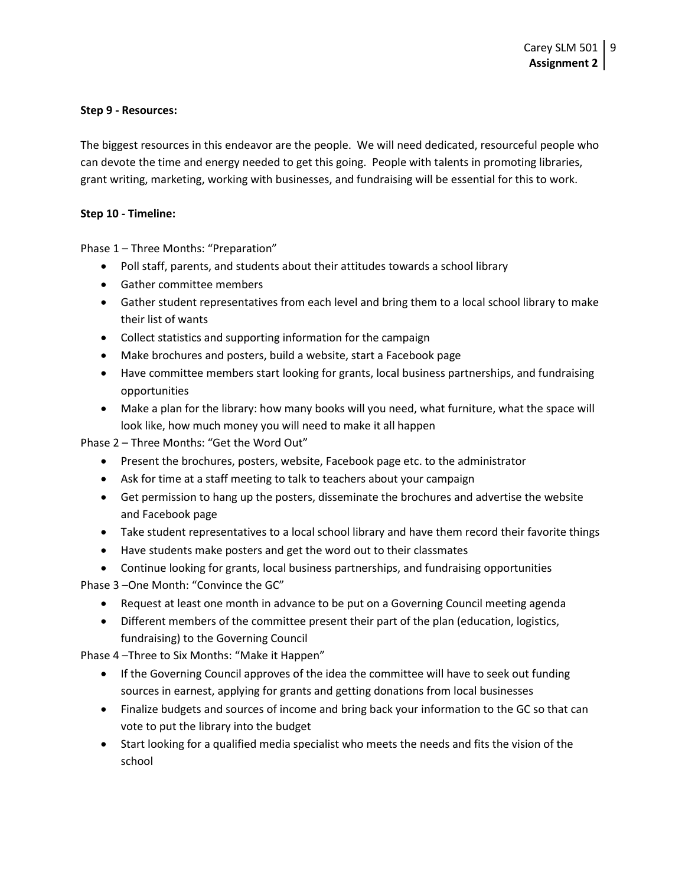**Step 9 - Resources:**

The biggest resources in this endeavor are the people. We will need dedicated, resourceful people who can devote the time and energy needed to get this going. People with talents in promoting libraries, grant writing, marketing, working with businesses, and fundraising will be essential for this to work.

**Step 10 - Timeline:**

Phase 1 – Three Months: "Preparation"

- Poll staff, parents, and students about their attitudes towards a school library
- Gather committee members
- Gather student representatives from each level and bring them to a local school library to make their list of wants
- Collect statistics and supporting information for the campaign
- Make brochures and posters, build a website, start a Facebook page
- Have committee members start looking for grants, local business partnerships, and fundraising opportunities
- Make a plan for the library: how many books will you need, what furniture, what the space will look like, how much money you will need to make it all happen

Phase 2 – Three Months: "Get the Word Out"

- Present the brochures, posters, website, Facebook page etc. to the administrator
- Ask for time at a staff meeting to talk to teachers about your campaign
- Get permission to hang up the posters, disseminate the brochures and advertise the website and Facebook page
- Take student representatives to a local school library and have them record their favorite things
- Have students make posters and get the word out to their classmates
- Continue looking for grants, local business partnerships, and fundraising opportunities

Phase 3 –One Month: "Convince the GC"

- Request at least one month in advance to be put on a Governing Council meeting agenda
- Different members of the committee present their part of the plan (education, logistics, fundraising) to the Governing Council

Phase 4 –Three to Six Months: "Make it Happen"

- If the Governing Council approves of the idea the committee will have to seek out funding sources in earnest, applying for grants and getting donations from local businesses
- Finalize budgets and sources of income and bring back your information to the GC so that can vote to put the library into the budget
- Start looking for a qualified media specialist who meets the needs and fits the vision of the school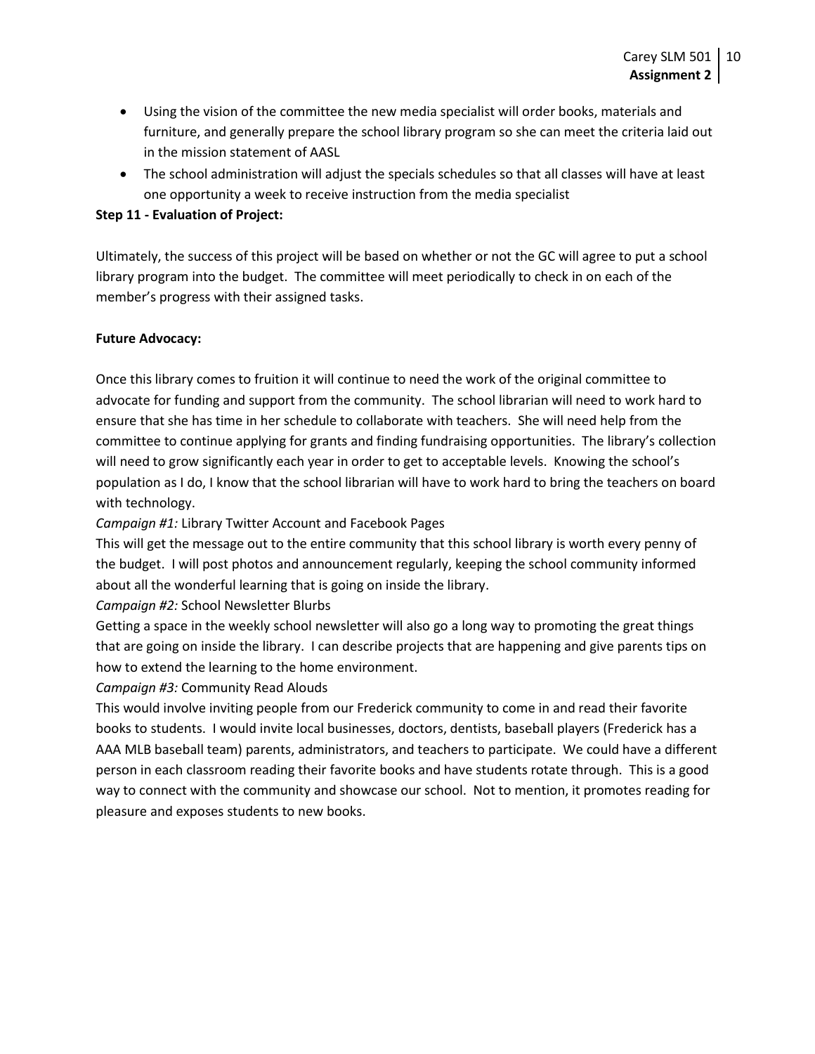- Using the vision of the committee the new media specialist will order books, materials and furniture, and generally prepare the school library program so she can meet the criteria laid out in the mission statement of AASL
- The school administration will adjust the specials schedules so that all classes will have at least one opportunity a week to receive instruction from the media specialist

**Step 11 - Evaluation of Project:**

Ultimately, the success of this project will be based on whether or not the GC will agree to put a school library program into the budget. The committee will meet periodically to check in on each of the member's progress with their assigned tasks.

**Future Advocacy:**

Once this library comes to fruition it will continue to need the work of the original committee to advocate for funding and support from the community. The school librarian will need to work hard to ensure that she has time in her schedule to collaborate with teachers. She will need help from the committee to continue applying for grants and finding fundraising opportunities. The library's collection will need to grow significantly each year in order to get to acceptable levels. Knowing the school's population as I do, I know that the school librarian will have to work hard to bring the teachers on board with technology.

*Campaign #1:* Library Twitter Account and Facebook Pages

This will get the message out to the entire community that this school library is worth every penny of the budget. I will post photos and announcement regularly, keeping the school community informed about all the wonderful learning that is going on inside the library.

*Campaign #2:* School Newsletter Blurbs

Getting a space in the weekly school newsletter will also go a long way to promoting the great things that are going on inside the library. I can describe projects that are happening and give parents tips on how to extend the learning to the home environment.

*Campaign #3:* Community Read Alouds

This would involve inviting people from our Frederick community to come in and read their favorite books to students. I would invite local businesses, doctors, dentists, baseball players (Frederick has a AAA MLB baseball team) parents, administrators, and teachers to participate. We could have a different person in each classroom reading their favorite books and have students rotate through. This is a good way to connect with the community and showcase our school. Not to mention, it promotes reading for pleasure and exposes students to new books.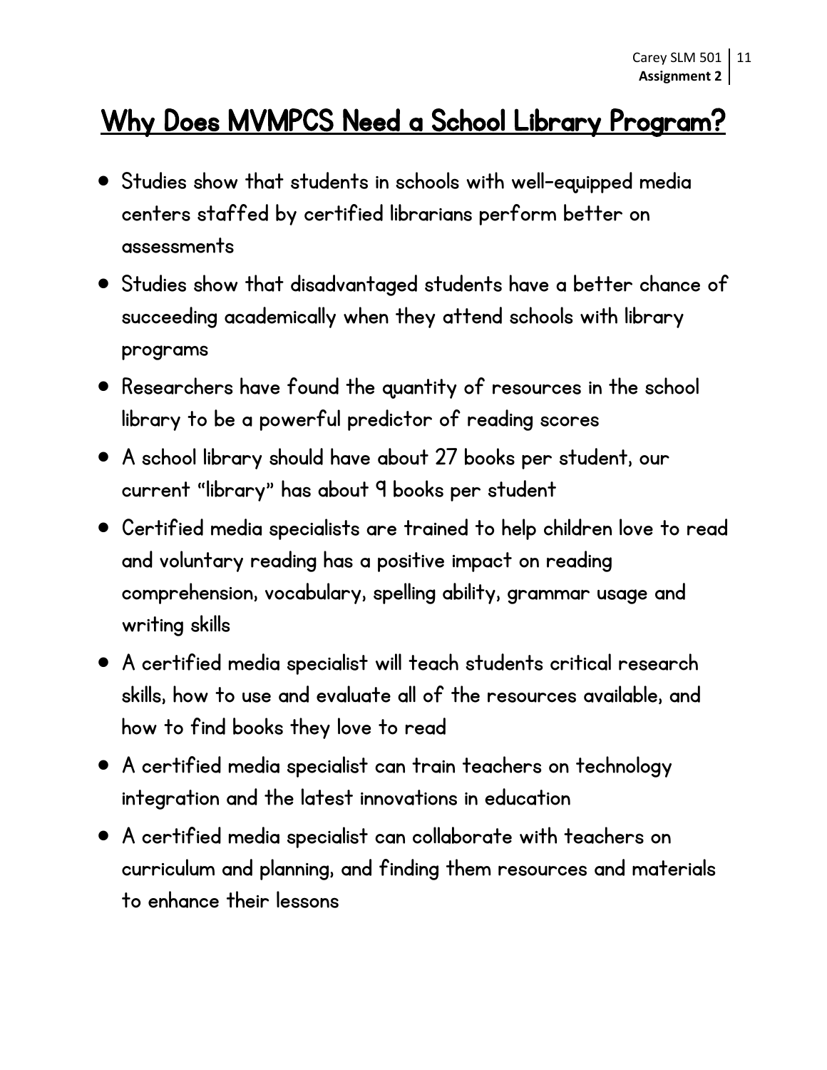# Why Does MVMPCS Need a School Library Program?

- Studies show that students in schools with well-equipped media centers staffed by certified librarians perform better on assessments
- Studies show that disadvantaged students have a better chance of succeeding academically when they attend schools with library programs
- Researchers have found the quantity of resources in the school library to be a powerful predictor of reading scores
- A school library should have about 27 books per student, our current "library" has about 9 books per student
- Certified media specialists are trained to help children love to read and voluntary reading has a positive impact on reading comprehension, vocabulary, spelling ability, grammar usage and writing skills
- A certified media specialist will teach students critical research skills, how to use and evaluate all of the resources available, and how to find books they love to read
- A certified media specialist can train teachers on technology integration and the latest innovations in education
- A certified media specialist can collaborate with teachers on curriculum and planning, and finding them resources and materials to enhance their lessons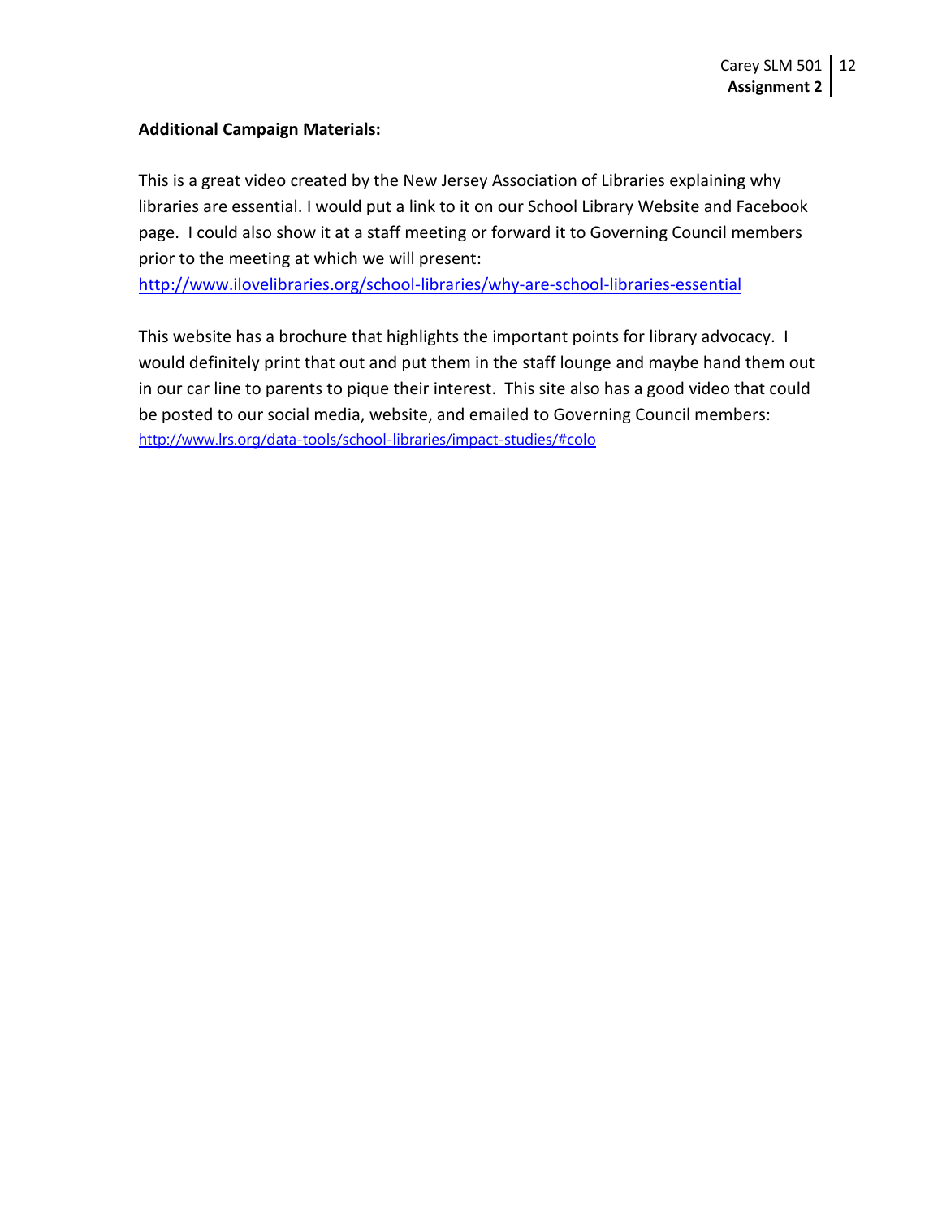**Additional Campaign Materials:**

This is a great video created by the New Jersey Association of Libraries explaining why libraries are essential. I would put a link to it on our School Library Website and Facebook page. I could also show it at a staff meeting or forward it to Governing Council members prior to the meeting at which we will present:
http://www.ilovelibraries.org/school-libraries/why-are-school-libraries-essential

This website has a brochure that highlights the important points for library advocacy. I would definitely print that out and put them in the staff lounge and maybe hand them out in our car line to parents to pique their interest. This site also has a good video that could be posted to our social media, website, and emailed to Governing Council members:
http://www.lrs.org/data-tools/school-libraries/impact-studies/#colo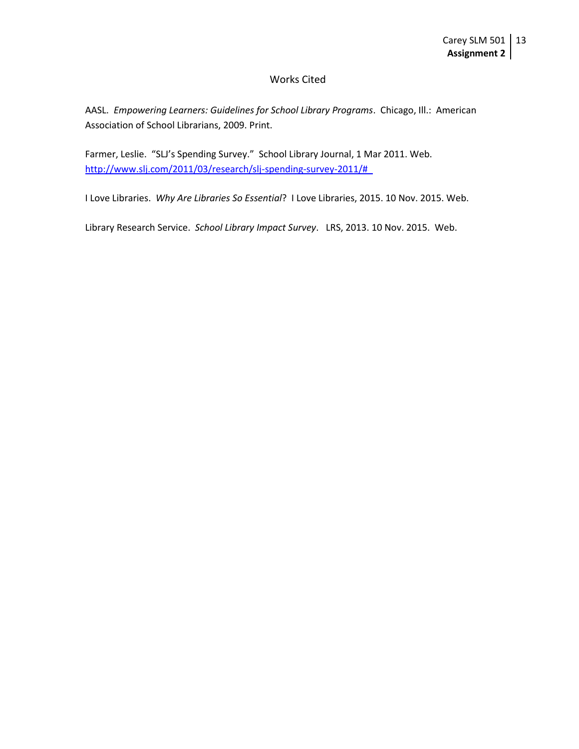# Works Cited

AASL. *Empowering Learners: Guidelines for School Library Programs*. Chicago, Ill.: American Association of School Librarians, 2009. Print.

Farmer, Leslie. "SLJ's Spending Survey." School Library Journal, 1 Mar 2011. Web. http://www.slj.com/2011/03/research/slj-spending-survey-2011/#_

I Love Libraries. *Why Are Libraries So Essential*? I Love Libraries, 2015. 10 Nov. 2015. Web.

Library Research Service. *School Library Impact Survey*. LRS, 2013. 10 Nov. 2015. Web.